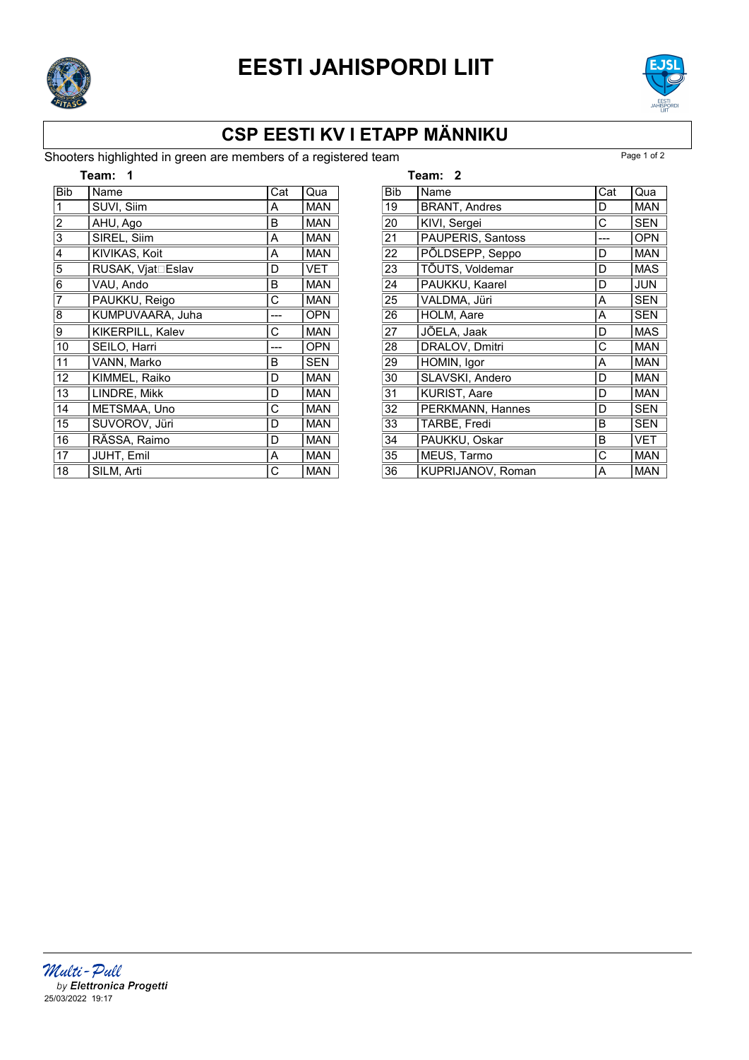# EESTI JAHISPORDI LIIT

## CSP EESTI KV I ETAPP MÄNNIKU

Shooters highlighted in green are members of a registered team

**Team: 1**

| Bib | Name | Cat | Qua |
|---|---|---|---|
| 1 | SUVI, Siim | A | MAN |
| 2 | AHU, Ago | B | MAN |
| 3 | SIREL, Siim | A | MAN |
| 4 | KIVIKAS, Koit | A | MAN |
| 5 | RUSAK, Vjat□Eslav | D | VET |
| 6 | VAU, Ando | B | MAN |
| 7 | PAUKKU, Reigo | C | MAN |
| 8 | KUMPUVAARA, Juha | --- | OPN |
| 9 | KIKERPILL, Kalev | C | MAN |
| 10 | SEILO, Harri | --- | OPN |
| 11 | VANN, Marko | B | SEN |
| 12 | KIMMEL, Raiko | D | MAN |
| 13 | LINDRE, Mikk | D | MAN |
| 14 | METSMAA, Uno | C | MAN |
| 15 | SUVOROV, Jüri | D | MAN |
| 16 | RÄSSA, Raimo | D | MAN |
| 17 | JUHT, Emil | A | MAN |
| 18 | SILM, Arti | C | MAN |

**Team: 2**

| Bib | Name | Cat | Qua |
|---|---|---|---|
| 19 | BRANT, Andres | D | MAN |
| 20 | KIVI, Sergei | C | SEN |
| 21 | PAUPERIS, Santoss | --- | OPN |
| 22 | PÕLDSEPP, Seppo | D | MAN |
| 23 | TÕUTS, Voldemar | D | MAS |
| 24 | PAUKKU, Kaarel | D | JUN |
| 25 | VALDMA, Jüri | A | SEN |
| 26 | HOLM, Aare | A | SEN |
| 27 | JÕELA, Jaak | D | MAS |
| 28 | DRALOV, Dmitri | C | MAN |
| 29 | HOMIN, Igor | A | MAN |
| 30 | SLAVSKI, Andero | D | MAN |
| 31 | KURIST, Aare | D | MAN |
| 32 | PERKMANN, Hannes | D | SEN |
| 33 | TARBE, Fredi | B | SEN |
| 34 | PAUKKU, Oskar | B | VET |
| 35 | MEUS, Tarmo | C | MAN |
| 36 | KUPRIJANOV, Roman | A | MAN |

*Multi-Pull*
*by **Elettronica Progetti***
25/03/2022 19:17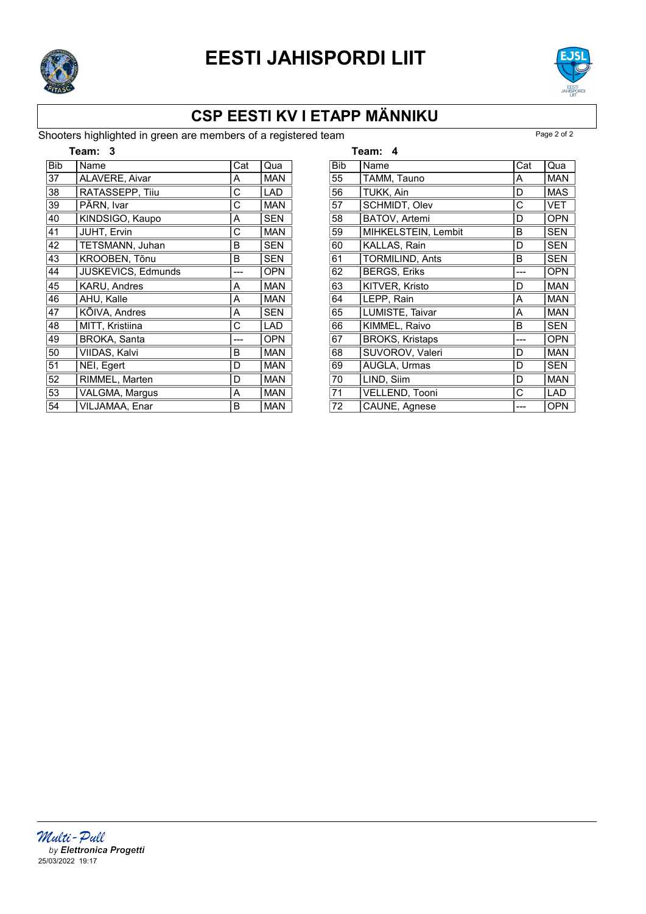# EESTI JAHISPORDI LIIT

## CSP EESTI KV I ETAPP MÄNNIKU

Shooters highlighted in green are members of a registered team

**Team: 3**

| Bib | Name | Cat | Qua |
|---|---|---|---|
| 37 | ALAVERE, Aivar | A | MAN |
| 38 | RATASSEPP, Tiiu | C | LAD |
| 39 | PÄRN, Ivar | C | MAN |
| 40 | KINDSIGO, Kaupo | A | SEN |
| 41 | JUHT, Ervin | C | MAN |
| 42 | TETSMANN, Juhan | B | SEN |
| 43 | KROOBEN, Tõnu | B | SEN |
| 44 | JUSKEVICS, Edmunds | --- | OPN |
| 45 | KARU, Andres | A | MAN |
| 46 | AHU, Kalle | A | MAN |
| 47 | KÕIVA, Andres | A | SEN |
| 48 | MITT, Kristiina | C | LAD |
| 49 | BROKA, Santa | --- | OPN |
| 50 | VIIDAS, Kalvi | B | MAN |
| 51 | NEI, Egert | D | MAN |
| 52 | RIMMEL, Marten | D | MAN |
| 53 | VALGMA, Margus | A | MAN |
| 54 | VILJAMAA, Enar | B | MAN |

**Team: 4**

| Bib | Name | Cat | Qua |
|---|---|---|---|
| 55 | TAMM, Tauno | A | MAN |
| 56 | TUKK, Ain | D | MAS |
| 57 | SCHMIDT, Olev | C | VET |
| 58 | BATOV, Artemi | D | OPN |
| 59 | MIHKELSTEIN, Lembit | B | SEN |
| 60 | KALLAS, Rain | D | SEN |
| 61 | TORMILIND, Ants | B | SEN |
| 62 | BERGS, Eriks | --- | OPN |
| 63 | KITVER, Kristo | D | MAN |
| 64 | LEPP, Rain | A | MAN |
| 65 | LUMISTE, Taivar | A | MAN |
| 66 | KIMMEL, Raivo | B | SEN |
| 67 | BROKS, Kristaps | --- | OPN |
| 68 | SUVOROV, Valeri | D | MAN |
| 69 | AUGLA, Urmas | D | SEN |
| 70 | LIND, Siim | D | MAN |
| 71 | VELLEND, Tooni | C | LAD |
| 72 | CAUNE, Agnese | --- | OPN |

*Multi-Pull*
*by **Elettronica Progetti***
25/03/2022 19:17